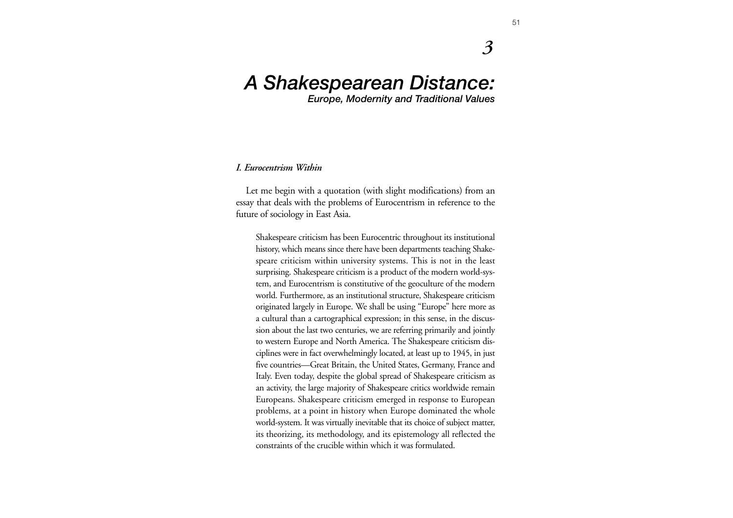# 3

# A Shakespearean Distance:

## Europe, Modernity and Traditional Values

### *I. Eurocentrism Within*

Let me begin with a quotation (with slight modifications) from an essay that deals with the problems of Eurocentrism in reference to the future of sociology in East Asia.

> Shakespeare criticism has been Eurocentric throughout its institutional history, which means since there have been departments teaching Shakespeare criticism within university systems. This is not in the least surprising. Shakespeare criticism is a product of the modern world-system, and Eurocentrism is constitutive of the geoculture of the modern world. Furthermore, as an institutional structure, Shakespeare criticism originated largely in Europe. We shall be using "Europe" here more as a cultural than a cartographical expression; in this sense, in the discussion about the last two centuries, we are referring primarily and jointly to western Europe and North America. The Shakespeare criticism disciplines were in fact overwhelmingly located, at least up to 1945, in just five countries—Great Britain, the United States, Germany, France and Italy. Even today, despite the global spread of Shakespeare criticism as an activity, the large majority of Shakespeare critics worldwide remain Europeans. Shakespeare criticism emerged in response to European problems, at a point in history when Europe dominated the whole world-system. It was virtually inevitable that its choice of subject matter, its theorizing, its methodology, and its epistemology all reflected the constraints of the crucible within which it was formulated.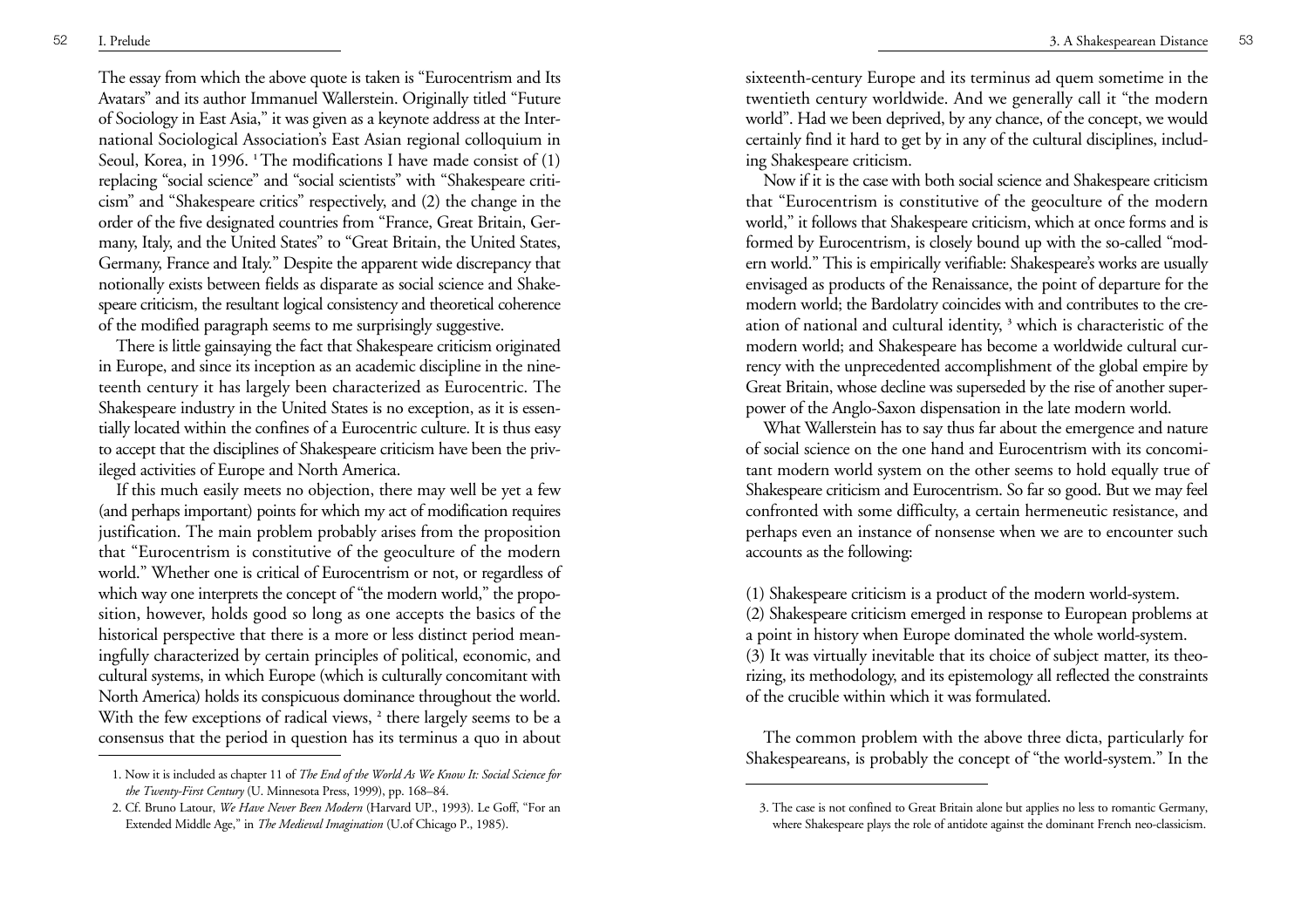The essay from which the above quote is taken is "Eurocentrism and Its Avatars" and its author Immanuel Wallerstein. Originally titled "Future of Sociology in East Asia," it was given as a keynote address at the International Sociological Association's East Asian regional colloquium in Seoul, Korea, in 1996. [1] The modifications I have made consist of (1) replacing "social science" and "social scientists" with "Shakespeare criticism" and "Shakespeare critics" respectively, and (2) the change in the order of the five designated countries from "France, Great Britain, Germany, Italy, and the United States" to "Great Britain, the United States, Germany, France and Italy." Despite the apparent wide discrepancy that notionally exists between fields as disparate as social science and Shakespeare criticism, the resultant logical consistency and theoretical coherence of the modified paragraph seems to me surprisingly suggestive.

There is little gainsaying the fact that Shakespeare criticism originated in Europe, and since its inception as an academic discipline in the nineteenth century it has largely been characterized as Eurocentric. The Shakespeare industry in the United States is no exception, as it is essentially located within the confines of a Eurocentric culture. It is thus easy to accept that the disciplines of Shakespeare criticism have been the privileged activities of Europe and North America.

If this much easily meets no objection, there may well be yet a few (and perhaps important) points for which my act of modification requires justification. The main problem probably arises from the proposition that "Eurocentrism is constitutive of the geoculture of the modern world." Whether one is critical of Eurocentrism or not, or regardless of which way one interprets the concept of "the modern world," the proposition, however, holds good so long as one accepts the basics of the historical perspective that there is a more or less distinct period meaningfully characterized by certain principles of political, economic, and cultural systems, in which Europe (which is culturally concomitant with North America) holds its conspicuous dominance throughout the world. With the few exceptions of radical views, [2] there largely seems to be a consensus that the period in question has its terminus a quo in about sixteenth-century Europe and its terminus ad quem sometime in the twentieth century worldwide. And we generally call it "the modern world". Had we been deprived, by any chance, of the concept, we would certainly find it hard to get by in any of the cultural disciplines, including Shakespeare criticism.

Now if it is the case with both social science and Shakespeare criticism that "Eurocentrism is constitutive of the geoculture of the modern world," it follows that Shakespeare criticism, which at once forms and is formed by Eurocentrism, is closely bound up with the so-called "modern world." This is empirically verifiable: Shakespeare's works are usually envisaged as products of the Renaissance, the point of departure for the modern world; the Bardolatry coincides with and contributes to the creation of national and cultural identity, [3] which is characteristic of the modern world; and Shakespeare has become a worldwide cultural currency with the unprecedented accomplishment of the global empire by Great Britain, whose decline was superseded by the rise of another superpower of the Anglo-Saxon dispensation in the late modern world.

What Wallerstein has to say thus far about the emergence and nature of social science on the one hand and Eurocentrism with its concomitant modern world system on the other seems to hold equally true of Shakespeare criticism and Eurocentrism. So far so good. But we may feel confronted with some difficulty, a certain hermeneutic resistance, and perhaps even an instance of nonsense when we are to encounter such accounts as the following:

(1) Shakespeare criticism is a product of the modern world-system.
(2) Shakespeare criticism emerged in response to European problems at a point in history when Europe dominated the whole world-system.
(3) It was virtually inevitable that its choice of subject matter, its theorizing, its methodology, and its epistemology all reflected the constraints of the crucible within which it was formulated.

The common problem with the above three dicta, particularly for Shakespeareans, is probably the concept of "the world-system." In the

---

1. Now it is included as chapter 11 of *The End of the World As We Know It: Social Science for the Twenty-First Century* (U. Minnesota Press, 1999), pp. 168–84.
2. Cf. Bruno Latour, *We Have Never Been Modern* (Harvard UP., 1993). Le Goff, "For an Extended Middle Age," in *The Medieval Imagination* (U.of Chicago P., 1985).
3. The case is not confined to Great Britain alone but applies no less to romantic Germany, where Shakespeare plays the role of antidote against the dominant French neo-classicism.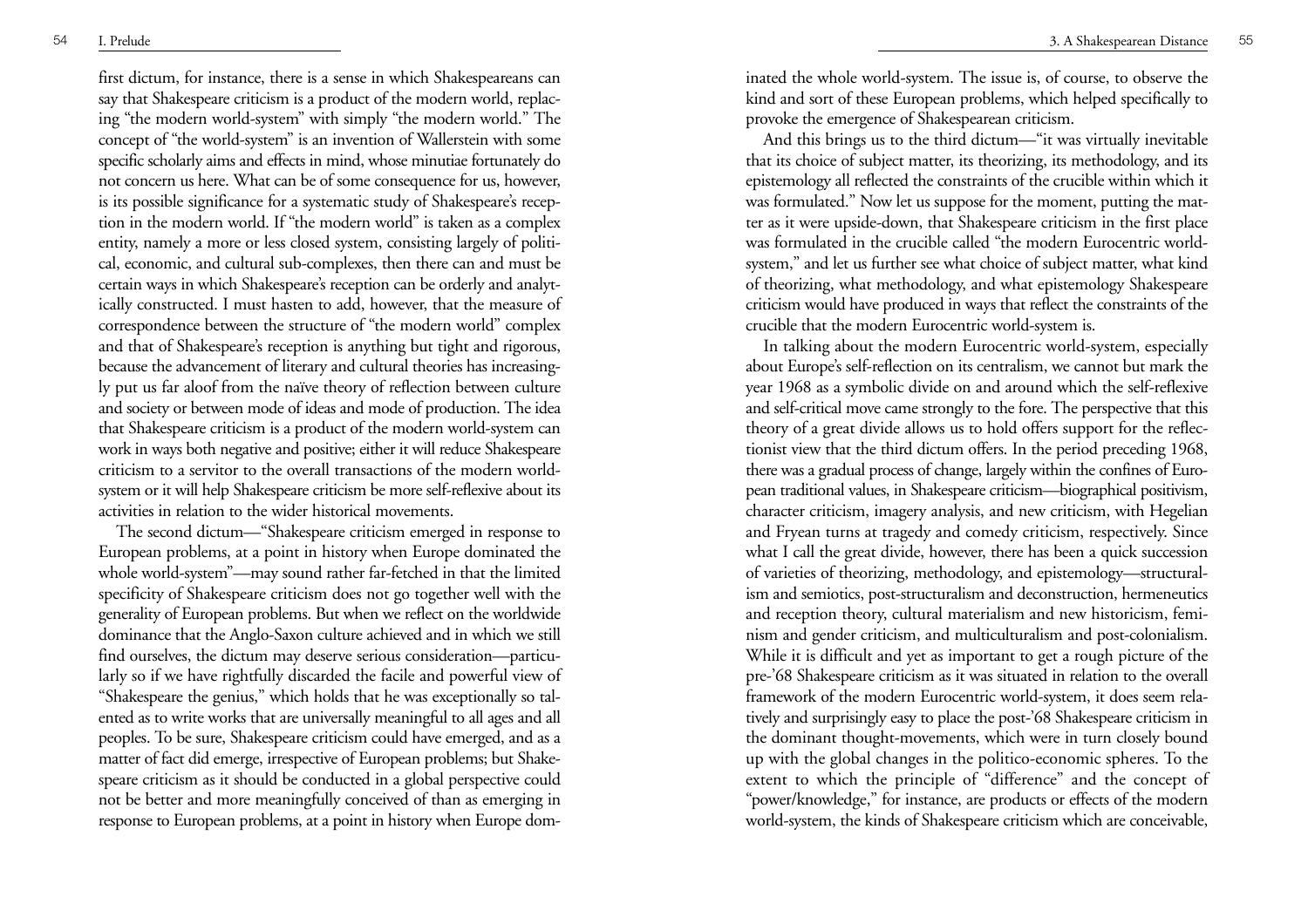first dictum, for instance, there is a sense in which Shakespeareans can say that Shakespeare criticism is a product of the modern world, replacing "the modern world-system" with simply "the modern world." The concept of "the world-system" is an invention of Wallerstein with some specific scholarly aims and effects in mind, whose minutiae fortunately do not concern us here. What can be of some consequence for us, however, is its possible significance for a systematic study of Shakespeare's reception in the modern world. If "the modern world" is taken as a complex entity, namely a more or less closed system, consisting largely of political, economic, and cultural sub-complexes, then there can and must be certain ways in which Shakespeare's reception can be orderly and analytically constructed. I must hasten to add, however, that the measure of correspondence between the structure of "the modern world" complex and that of Shakespeare's reception is anything but tight and rigorous, because the advancement of literary and cultural theories has increasingly put us far aloof from the naïve theory of reflection between culture and society or between mode of ideas and mode of production. The idea that Shakespeare criticism is a product of the modern world-system can work in ways both negative and positive; either it will reduce Shakespeare criticism to a servitor to the overall transactions of the modern world-system or it will help Shakespeare criticism be more self-reflexive about its activities in relation to the wider historical movements.

The second dictum—"Shakespeare criticism emerged in response to European problems, at a point in history when Europe dominated the whole world-system"—may sound rather far-fetched in that the limited specificity of Shakespeare criticism does not go together well with the generality of European problems. But when we reflect on the worldwide dominance that the Anglo-Saxon culture achieved and in which we still find ourselves, the dictum may deserve serious consideration—particularly so if we have rightfully discarded the facile and powerful view of "Shakespeare the genius," which holds that he was exceptionally so talented as to write works that are universally meaningful to all ages and all peoples. To be sure, Shakespeare criticism could have emerged, and as a matter of fact did emerge, irrespective of European problems; but Shakespeare criticism as it should be conducted in a global perspective could not be better and more meaningfully conceived of than as emerging in response to European problems, at a point in history when Europe dominated the whole world-system. The issue is, of course, to observe the kind and sort of these European problems, which helped specifically to provoke the emergence of Shakespearean criticism.

And this brings us to the third dictum—"it was virtually inevitable that its choice of subject matter, its theorizing, its methodology, and its epistemology all reflected the constraints of the crucible within which it was formulated." Now let us suppose for the moment, putting the matter as it were upside-down, that Shakespeare criticism in the first place was formulated in the crucible called "the modern Eurocentric world-system," and let us further see what choice of subject matter, what kind of theorizing, what methodology, and what epistemology Shakespeare criticism would have produced in ways that reflect the constraints of the crucible that the modern Eurocentric world-system is.

In talking about the modern Eurocentric world-system, especially about Europe's self-reflection on its centralism, we cannot but mark the year 1968 as a symbolic divide on and around which the self-reflexive and self-critical move came strongly to the fore. The perspective that this theory of a great divide allows us to hold offers support for the reflectionist view that the third dictum offers. In the period preceding 1968, there was a gradual process of change, largely within the confines of European traditional values, in Shakespeare criticism—biographical positivism, character criticism, imagery analysis, and new criticism, with Hegelian and Fryean turns at tragedy and comedy criticism, respectively. Since what I call the great divide, however, there has been a quick succession of varieties of theorizing, methodology, and epistemology—structuralism and semiotics, post-structuralism and deconstruction, hermeneutics and reception theory, cultural materialism and new historicism, feminism and gender criticism, and multiculturalism and post-colonialism. While it is difficult and yet as important to get a rough picture of the pre-'68 Shakespeare criticism as it was situated in relation to the overall framework of the modern Eurocentric world-system, it does seem relatively and surprisingly easy to place the post-'68 Shakespeare criticism in the dominant thought-movements, which were in turn closely bound up with the global changes in the politico-economic spheres. To the extent to which the principle of "difference" and the concept of "power/knowledge," for instance, are products or effects of the modern world-system, the kinds of Shakespeare criticism which are conceivable,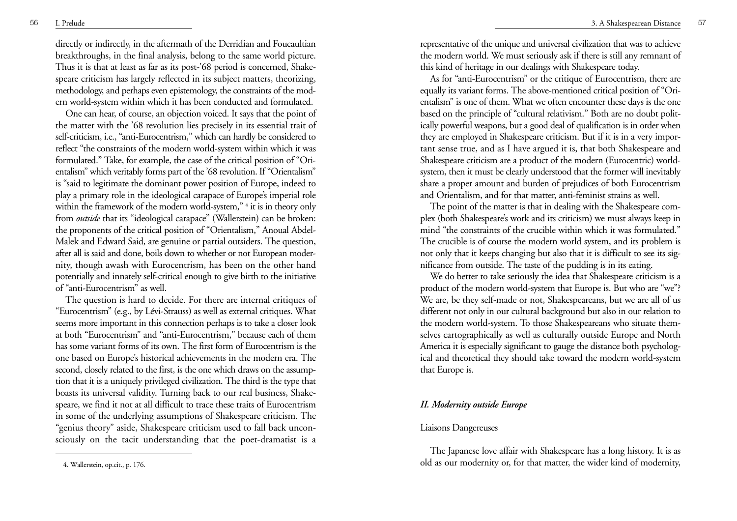directly or indirectly, in the aftermath of the Derridian and Foucaultian breakthroughs, in the final analysis, belong to the same world picture. Thus it is that at least as far as its post-'68 period is concerned, Shakespeare criticism has largely reflected in its subject matters, theorizing, methodology, and perhaps even epistemology, the constraints of the modern world-system within which it has been conducted and formulated.

One can hear, of course, an objection voiced. It says that the point of the matter with the '68 revolution lies precisely in its essential trait of self-criticism, i.e., "anti-Eurocentrism," which can hardly be considered to reflect "the constraints of the modern world-system within which it was formulated." Take, for example, the case of the critical position of "Orientalism" which veritably forms part of the '68 revolution. If "Orientalism" is "said to legitimate the dominant power position of Europe, indeed to play a primary role in the ideological carapace of Europe's imperial role within the framework of the modern world-system," [4] it is in theory only from *outside* that its "ideological carapace" (Wallerstein) can be broken: the proponents of the critical position of "Orientalism," Anoual Abdel-Malek and Edward Said, are genuine or partial outsiders. The question, after all is said and done, boils down to whether or not European modernity, though awash with Eurocentrism, has been on the other hand potentially and innately self-critical enough to give birth to the initiative of "anti-Eurocentrism" as well.

The question is hard to decide. For there are internal critiques of "Eurocentrism" (e.g., by Lévi-Strauss) as well as external critiques. What seems more important in this connection perhaps is to take a closer look at both "Eurocentrism" and "anti-Eurocentrism," because each of them has some variant forms of its own. The first form of Eurocentrism is the one based on Europe's historical achievements in the modern era. The second, closely related to the first, is the one which draws on the assumption that it is a uniquely privileged civilization. The third is the type that boasts its universal validity. Turning back to our real business, Shakespeare, we find it not at all difficult to trace these traits of Eurocentrism in some of the underlying assumptions of Shakespeare criticism. The "genius theory" aside, Shakespeare criticism used to fall back unconsciously on the tacit understanding that the poet-dramatist is a representative of the unique and universal civilization that was to achieve the modern world. We must seriously ask if there is still any remnant of this kind of heritage in our dealings with Shakespeare today.

As for "anti-Eurocentrism" or the critique of Eurocentrism, there are equally its variant forms. The above-mentioned critical position of "Orientalism" is one of them. What we often encounter these days is the one based on the principle of "cultural relativism." Both are no doubt politically powerful weapons, but a good deal of qualification is in order when they are employed in Shakespeare criticism. But if it is in a very important sense true, and as I have argued it is, that both Shakespeare and Shakespeare criticism are a product of the modern (Eurocentric) world-system, then it must be clearly understood that the former will inevitably share a proper amount and burden of prejudices of both Eurocentrism and Orientalism, and for that matter, anti-feminist strains as well.

The point of the matter is that in dealing with the Shakespeare complex (both Shakespeare's work and its criticism) we must always keep in mind "the constraints of the crucible within which it was formulated." The crucible is of course the modern world system, and its problem is not only that it keeps changing but also that it is difficult to see its significance from outside. The taste of the pudding is in its eating.

We do better to take seriously the idea that Shakespeare criticism is a product of the modern world-system that Europe is. But who are "we"? We are, be they self-made or not, Shakespeareans, but we are all of us different not only in our cultural background but also in our relation to the modern world-system. To those Shakespeareans who situate themselves cartographically as well as culturally outside Europe and North America it is especially significant to gauge the distance both psychological and theoretical they should take toward the modern world-system that Europe is.

## *II. Modernity outside Europe*

### Liaisons Dangereuses

The Japanese love affair with Shakespeare has a long history. It is as old as our modernity or, for that matter, the wider kind of modernity,

4. Wallerstein, op.cit., p. 176.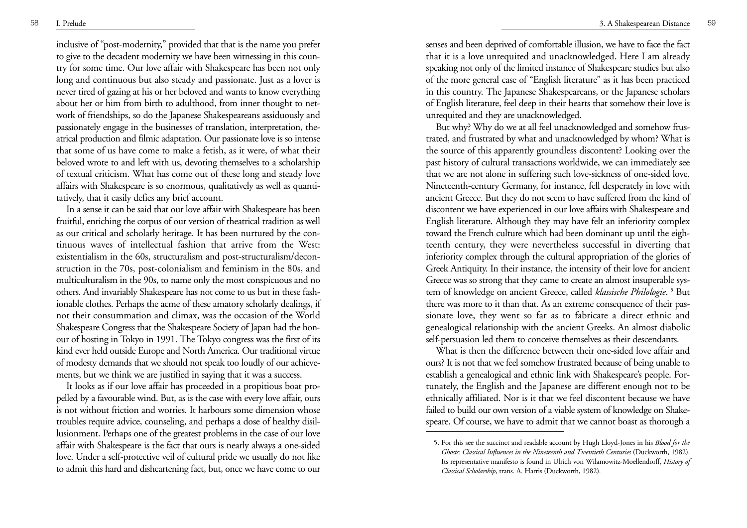inclusive of "post-modernity," provided that that is the name you prefer to give to the decadent modernity we have been witnessing in this country for some time. Our love affair with Shakespeare has been not only long and continuous but also steady and passionate. Just as a lover is never tired of gazing at his or her beloved and wants to know everything about her or him from birth to adulthood, from inner thought to network of friendships, so do the Japanese Shakespeareans assiduously and passionately engage in the businesses of translation, interpretation, theatrical production and filmic adaptation. Our passionate love is so intense that some of us have come to make a fetish, as it were, of what their beloved wrote to and left with us, devoting themselves to a scholarship of textual criticism. What has come out of these long and steady love affairs with Shakespeare is so enormous, qualitatively as well as quantitatively, that it easily defies any brief account.

In a sense it can be said that our love affair with Shakespeare has been fruitful, enriching the corpus of our version of theatrical tradition as well as our critical and scholarly heritage. It has been nurtured by the continuous waves of intellectual fashion that arrive from the West: existentialism in the 60s, structuralism and post-structuralism/deconstruction in the 70s, post-colonialism and feminism in the 80s, and multiculturalism in the 90s, to name only the most conspicuous and no others. And invariably Shakespeare has not come to us but in these fashionable clothes. Perhaps the acme of these amatory scholarly dealings, if not their consummation and climax, was the occasion of the World Shakespeare Congress that the Shakespeare Society of Japan had the honour of hosting in Tokyo in 1991. The Tokyo congress was the first of its kind ever held outside Europe and North America. Our traditional virtue of modesty demands that we should not speak too loudly of our achievements, but we think we are justified in saying that it was a success.

It looks as if our love affair has proceeded in a propitious boat propelled by a favourable wind. But, as is the case with every love affair, ours is not without friction and worries. It harbours some dimension whose troubles require advice, counseling, and perhaps a dose of healthy disillusionment. Perhaps one of the greatest problems in the case of our love affair with Shakespeare is the fact that ours is nearly always a one-sided love. Under a self-protective veil of cultural pride we usually do not like to admit this hard and disheartening fact, but, once we have come to our senses and been deprived of comfortable illusion, we have to face the fact that it is a love unrequited and unacknowledged. Here I am already speaking not only of the limited instance of Shakespeare studies but also of the more general case of "English literature" as it has been practiced in this country. The Japanese Shakespeareans, or the Japanese scholars of English literature, feel deep in their hearts that somehow their love is unrequited and they are unacknowledged.

But why? Why do we at all feel unacknowledged and somehow frustrated, and frustrated by what and unacknowledged by whom? What is the source of this apparently groundless discontent? Looking over the past history of cultural transactions worldwide, we can immediately see that we are not alone in suffering such love-sickness of one-sided love. Nineteenth-century Germany, for instance, fell desperately in love with ancient Greece. But they do not seem to have suffered from the kind of discontent we have experienced in our love affairs with Shakespeare and English literature. Although they may have felt an inferiority complex toward the French culture which had been dominant up until the eighteenth century, they were nevertheless successful in diverting that inferiority complex through the cultural appropriation of the glories of Greek Antiquity. In their instance, the intensity of their love for ancient Greece was so strong that they came to create an almost insuperable system of knowledge on ancient Greece, called *klassische Philologie*. [5] But there was more to it than that. As an extreme consequence of their passionate love, they went so far as to fabricate a direct ethnic and genealogical relationship with the ancient Greeks. An almost diabolic self-persuasion led them to conceive themselves as their descendants.

What is then the difference between their one-sided love affair and ours? It is not that we feel somehow frustrated because of being unable to establish a genealogical and ethnic link with Shakespeare's people. Fortunately, the English and the Japanese are different enough not to be ethnically affiliated. Nor is it that we feel discontent because we have failed to build our own version of a viable system of knowledge on Shakespeare. Of course, we have to admit that we cannot boast as thorough a

5. For this see the succinct and readable account by Hugh Lloyd-Jones in his *Blood for the Ghosts: Classical Influences in the Nineteenth and Twentieth Centuries* (Duckworth, 1982). Its representative manifesto is found in Ulrich von Wilamowitz-Moellendorff, *History of Classical Scholarship*, trans. A. Harris (Duckworth, 1982).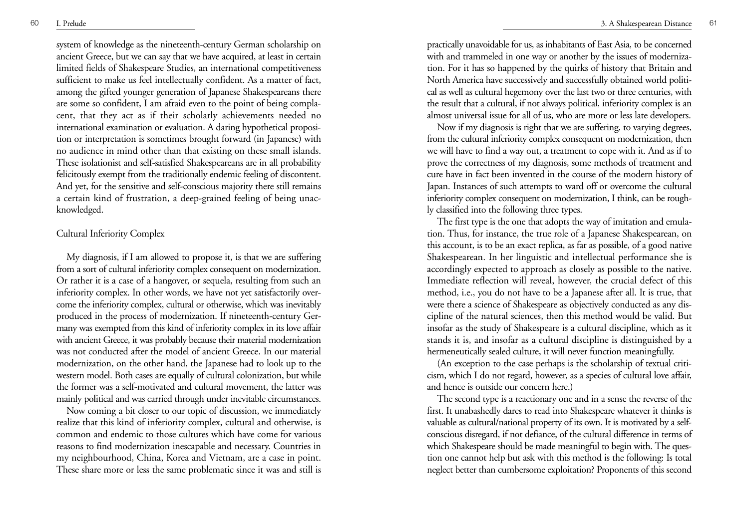system of knowledge as the nineteenth-century German scholarship on ancient Greece, but we can say that we have acquired, at least in certain limited fields of Shakespeare Studies, an international competitiveness sufficient to make us feel intellectually confident. As a matter of fact, among the gifted younger generation of Japanese Shakespeareans there are some so confident, I am afraid even to the point of being complacent, that they act as if their scholarly achievements needed no international examination or evaluation. A daring hypothetical proposition or interpretation is sometimes brought forward (in Japanese) with no audience in mind other than that existing on these small islands. These isolationist and self-satisfied Shakespeareans are in all probability felicitously exempt from the traditionally endemic feeling of discontent. And yet, for the sensitive and self-conscious majority there still remains a certain kind of frustration, a deep-grained feeling of being unacknowledged.

## Cultural Inferiority Complex

My diagnosis, if I am allowed to propose it, is that we are suffering from a sort of cultural inferiority complex consequent on modernization. Or rather it is a case of a hangover, or sequela, resulting from such an inferiority complex. In other words, we have not yet satisfactorily overcome the inferiority complex, cultural or otherwise, which was inevitably produced in the process of modernization. If nineteenth-century Germany was exempted from this kind of inferiority complex in its love affair with ancient Greece, it was probably because their material modernization was not conducted after the model of ancient Greece. In our material modernization, on the other hand, the Japanese had to look up to the western model. Both cases are equally of cultural colonization, but while the former was a self-motivated and cultural movement, the latter was mainly political and was carried through under inevitable circumstances.

Now coming a bit closer to our topic of discussion, we immediately realize that this kind of inferiority complex, cultural and otherwise, is common and endemic to those cultures which have come for various reasons to find modernization inescapable and necessary. Countries in my neighbourhood, China, Korea and Vietnam, are a case in point. These share more or less the same problematic since it was and still is practically unavoidable for us, as inhabitants of East Asia, to be concerned with and trammeled in one way or another by the issues of modernization. For it has so happened by the quirks of history that Britain and North America have successively and successfully obtained world political as well as cultural hegemony over the last two or three centuries, with the result that a cultural, if not always political, inferiority complex is an almost universal issue for all of us, who are more or less late developers.

Now if my diagnosis is right that we are suffering, to varying degrees, from the cultural inferiority complex consequent on modernization, then we will have to find a way out, a treatment to cope with it. And as if to prove the correctness of my diagnosis, some methods of treatment and cure have in fact been invented in the course of the modern history of Japan. Instances of such attempts to ward off or overcome the cultural inferiority complex consequent on modernization, I think, can be roughly classified into the following three types.

The first type is the one that adopts the way of imitation and emulation. Thus, for instance, the true role of a Japanese Shakespearean, on this account, is to be an exact replica, as far as possible, of a good native Shakespearean. In her linguistic and intellectual performance she is accordingly expected to approach as closely as possible to the native. Immediate reflection will reveal, however, the crucial defect of this method, i.e., you do not have to be a Japanese after all. It is true, that were there a science of Shakespeare as objectively conducted as any discipline of the natural sciences, then this method would be valid. But insofar as the study of Shakespeare is a cultural discipline, which as it stands it is, and insofar as a cultural discipline is distinguished by a hermeneutically sealed culture, it will never function meaningfully.

(An exception to the case perhaps is the scholarship of textual criticism, which I do not regard, however, as a species of cultural love affair, and hence is outside our concern here.)

The second type is a reactionary one and in a sense the reverse of the first. It unabashedly dares to read into Shakespeare whatever it thinks is valuable as cultural/national property of its own. It is motivated by a self-conscious disregard, if not defiance, of the cultural difference in terms of which Shakespeare should be made meaningful to begin with. The question one cannot help but ask with this method is the following: Is total neglect better than cumbersome exploitation? Proponents of this second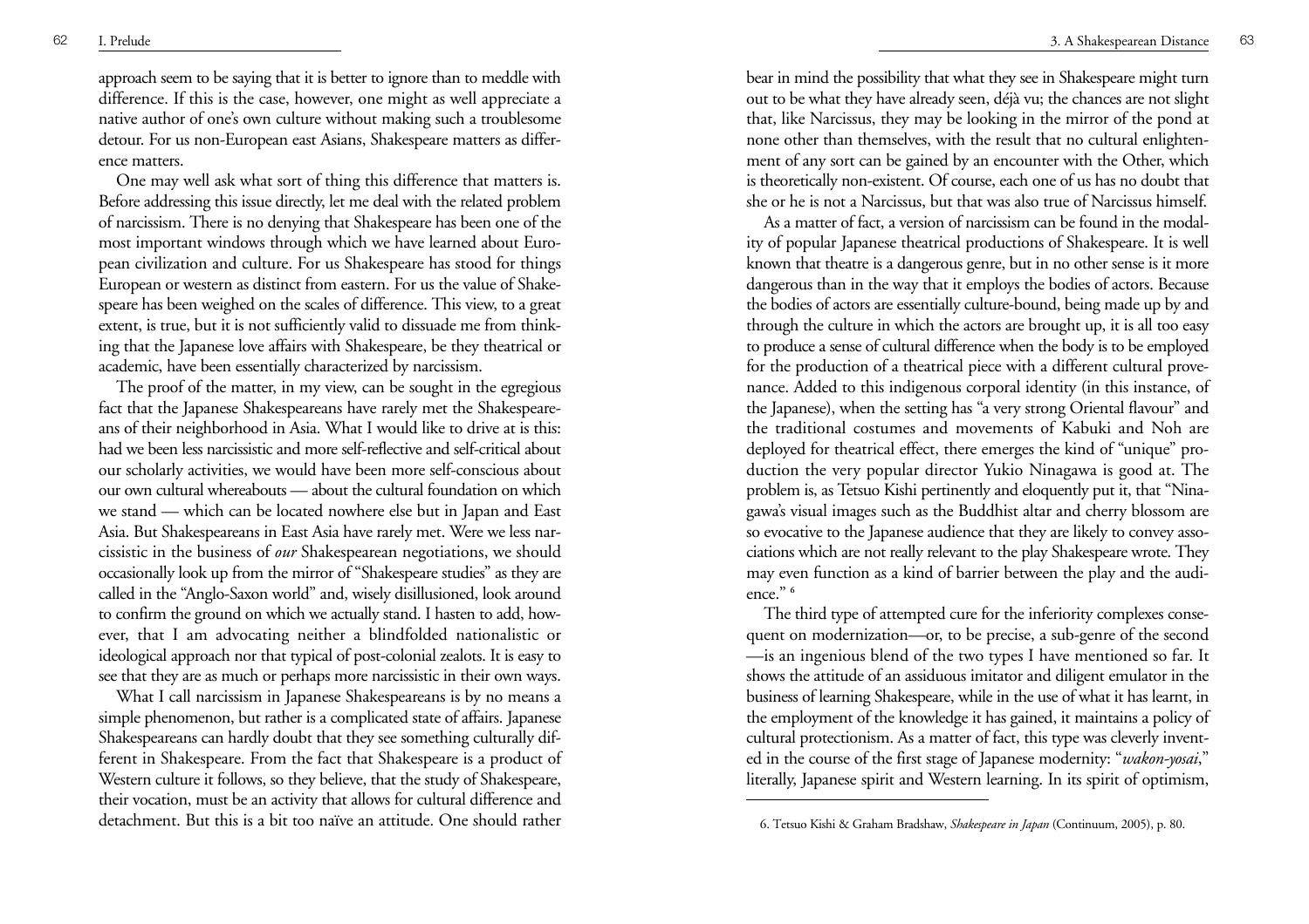approach seem to be saying that it is better to ignore than to meddle with difference. If this is the case, however, one might as well appreciate a native author of one's own culture without making such a troublesome detour. For us non-European east Asians, Shakespeare matters as difference matters.

One may well ask what sort of thing this difference that matters is. Before addressing this issue directly, let me deal with the related problem of narcissism. There is no denying that Shakespeare has been one of the most important windows through which we have learned about European civilization and culture. For us Shakespeare has stood for things European or western as distinct from eastern. For us the value of Shakespeare has been weighed on the scales of difference. This view, to a great extent, is true, but it is not sufficiently valid to dissuade me from thinking that the Japanese love affairs with Shakespeare, be they theatrical or academic, have been essentially characterized by narcissism.

The proof of the matter, in my view, can be sought in the egregious fact that the Japanese Shakespeareans have rarely met the Shakespeareans of their neighborhood in Asia. What I would like to drive at is this: had we been less narcissistic and more self-reflective and self-critical about our scholarly activities, we would have been more self-conscious about our own cultural whereabouts — about the cultural foundation on which we stand — which can be located nowhere else but in Japan and East Asia. But Shakespeareans in East Asia have rarely met. Were we less narcissistic in the business of *our* Shakespearean negotiations, we should occasionally look up from the mirror of "Shakespeare studies" as they are called in the "Anglo-Saxon world" and, wisely disillusioned, look around to confirm the ground on which we actually stand. I hasten to add, however, that I am advocating neither a blindfolded nationalistic or ideological approach nor that typical of post-colonial zealots. It is easy to see that they are as much or perhaps more narcissistic in their own ways.

What I call narcissism in Japanese Shakespeareans is by no means a simple phenomenon, but rather is a complicated state of affairs. Japanese Shakespeareans can hardly doubt that they see something culturally different in Shakespeare. From the fact that Shakespeare is a product of Western culture it follows, so they believe, that the study of Shakespeare, their vocation, must be an activity that allows for cultural difference and detachment. But this is a bit too naïve an attitude. One should rather bear in mind the possibility that what they see in Shakespeare might turn out to be what they have already seen, déjà vu; the chances are not slight that, like Narcissus, they may be looking in the mirror of the pond at none other than themselves, with the result that no cultural enlightenment of any sort can be gained by an encounter with the Other, which is theoretically non-existent. Of course, each one of us has no doubt that she or he is not a Narcissus, but that was also true of Narcissus himself.

As a matter of fact, a version of narcissism can be found in the modality of popular Japanese theatrical productions of Shakespeare. It is well known that theatre is a dangerous genre, but in no other sense is it more dangerous than in the way that it employs the bodies of actors. Because the bodies of actors are essentially culture-bound, being made up by and through the culture in which the actors are brought up, it is all too easy to produce a sense of cultural difference when the body is to be employed for the production of a theatrical piece with a different cultural provenance. Added to this indigenous corporal identity (in this instance, of the Japanese), when the setting has "a very strong Oriental flavour" and the traditional costumes and movements of Kabuki and Noh are deployed for theatrical effect, there emerges the kind of "unique" production the very popular director Yukio Ninagawa is good at. The problem is, as Tetsuo Kishi pertinently and eloquently put it, that "Ninagawa's visual images such as the Buddhist altar and cherry blossom are so evocative to the Japanese audience that they are likely to convey associations which are not really relevant to the play Shakespeare wrote. They may even function as a kind of barrier between the play and the audience." [6]

The third type of attempted cure for the inferiority complexes consequent on modernization—or, to be precise, a sub-genre of the second—is an ingenious blend of the two types I have mentioned so far. It shows the attitude of an assiduous imitator and diligent emulator in the business of learning Shakespeare, while in the use of what it has learnt, in the employment of the knowledge it has gained, it maintains a policy of cultural protectionism. As a matter of fact, this type was cleverly invented in the course of the first stage of Japanese modernity: "*wakon-yosai*," literally, Japanese spirit and Western learning. In its spirit of optimism,

---

6. Tetsuo Kishi & Graham Bradshaw, *Shakespeare in Japan* (Continuum, 2005), p. 80.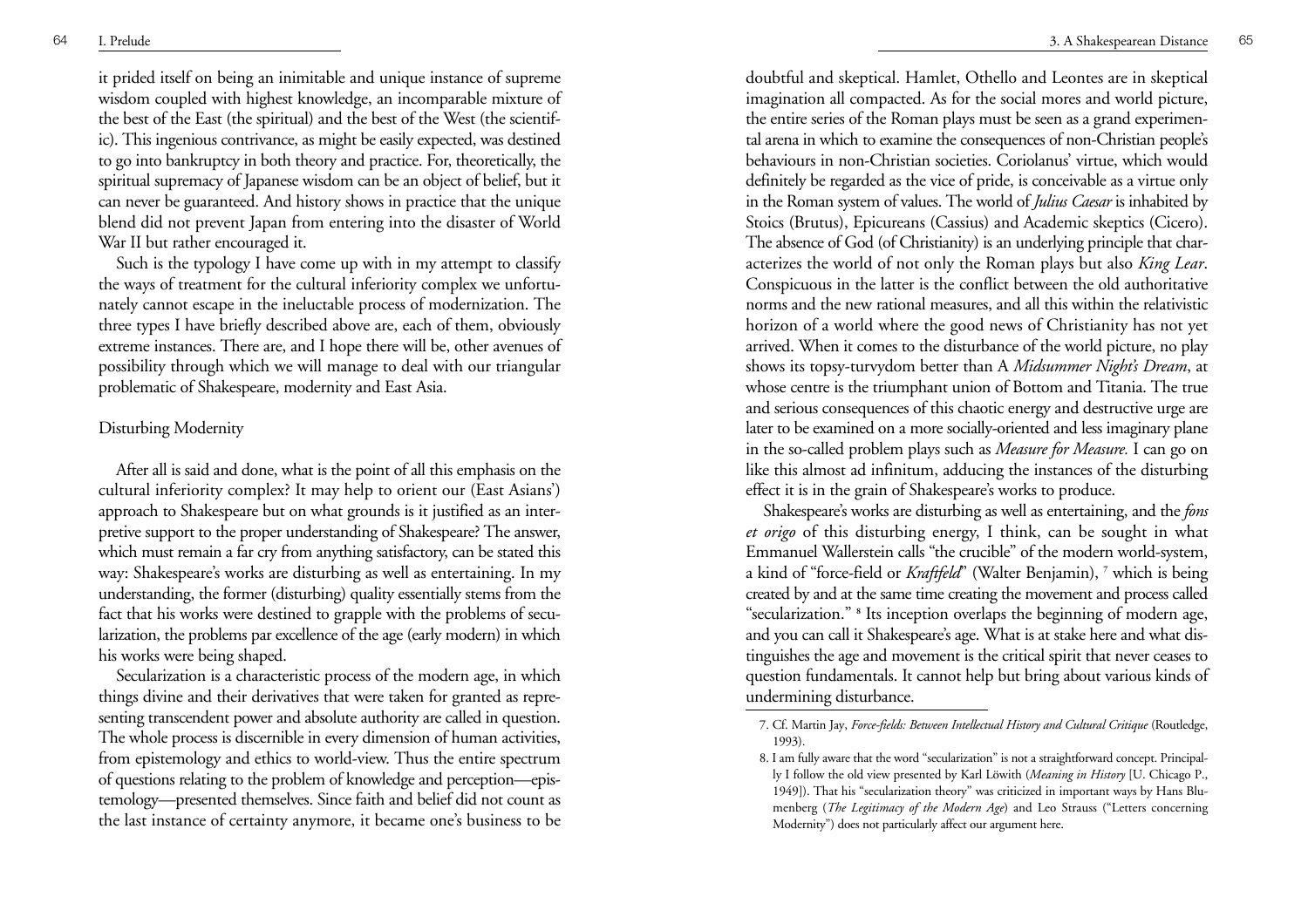it prided itself on being an inimitable and unique instance of supreme wisdom coupled with highest knowledge, an incomparable mixture of the best of the East (the spiritual) and the best of the West (the scientific). This ingenious contrivance, as might be easily expected, was destined to go into bankruptcy in both theory and practice. For, theoretically, the spiritual supremacy of Japanese wisdom can be an object of belief, but it can never be guaranteed. And history shows in practice that the unique blend did not prevent Japan from entering into the disaster of World War II but rather encouraged it.

Such is the typology I have come up with in my attempt to classify the ways of treatment for the cultural inferiority complex we unfortunately cannot escape in the ineluctable process of modernization. The three types I have briefly described above are, each of them, obviously extreme instances. There are, and I hope there will be, other avenues of possibility through which we will manage to deal with our triangular problematic of Shakespeare, modernity and East Asia.

## Disturbing Modernity

After all is said and done, what is the point of all this emphasis on the cultural inferiority complex? It may help to orient our (East Asians') approach to Shakespeare but on what grounds is it justified as an interpretive support to the proper understanding of Shakespeare? The answer, which must remain a far cry from anything satisfactory, can be stated this way: Shakespeare's works are disturbing as well as entertaining. In my understanding, the former (disturbing) quality essentially stems from the fact that his works were destined to grapple with the problems of secularization, the problems par excellence of the age (early modern) in which his works were being shaped.

Secularization is a characteristic process of the modern age, in which things divine and their derivatives that were taken for granted as representing transcendent power and absolute authority are called in question. The whole process is discernible in every dimension of human activities, from epistemology and ethics to world-view. Thus the entire spectrum of questions relating to the problem of knowledge and perception—epistemology—presented themselves. Since faith and belief did not count as the last instance of certainty anymore, it became one's business to be doubtful and skeptical. Hamlet, Othello and Leontes are in skeptical imagination all compacted. As for the social mores and world picture, the entire series of the Roman plays must be seen as a grand experimental arena in which to examine the consequences of non-Christian people's behaviours in non-Christian societies. Coriolanus' virtue, which would definitely be regarded as the vice of pride, is conceivable as a virtue only in the Roman system of values. The world of *Julius Caesar* is inhabited by Stoics (Brutus), Epicureans (Cassius) and Academic skeptics (Cicero). The absence of God (of Christianity) is an underlying principle that characterizes the world of not only the Roman plays but also *King Lear*. Conspicuous in the latter is the conflict between the old authoritative norms and the new rational measures, and all this within the relativistic horizon of a world where the good news of Christianity has not yet arrived. When it comes to the disturbance of the world picture, no play shows its topsy-turvydom better than A *Midsummer Night's Dream*, at whose centre is the triumphant union of Bottom and Titania. The true and serious consequences of this chaotic energy and destructive urge are later to be examined on a more socially-oriented and less imaginary plane in the so-called problem plays such as *Measure for Measure.* I can go on like this almost ad infinitum, adducing the instances of the disturbing effect it is in the grain of Shakespeare's works to produce.

Shakespeare's works are disturbing as well as entertaining, and the *fons et origo* of this disturbing energy, I think, can be sought in what Emmanuel Wallerstein calls "the crucible" of the modern world-system, a kind of "force-field or *Kraftfeld*" (Walter Benjamin), [7] which is being created by and at the same time creating the movement and process called "secularization." [8] Its inception overlaps the beginning of modern age, and you can call it Shakespeare's age. What is at stake here and what distinguishes the age and movement is the critical spirit that never ceases to question fundamentals. It cannot help but bring about various kinds of undermining disturbance.

---

7. Cf. Martin Jay, *Force-fields: Between Intellectual History and Cultural Critique* (Routledge, 1993).

8. I am fully aware that the word "secularization" is not a straightforward concept. Principally I follow the old view presented by Karl Löwith (*Meaning in History* [U. Chicago P., 1949]). That his "secularization theory" was criticized in important ways by Hans Blumenberg (*The Legitimacy of the Modern Age*) and Leo Strauss ("Letters concerning Modernity") does not particularly affect our argument here.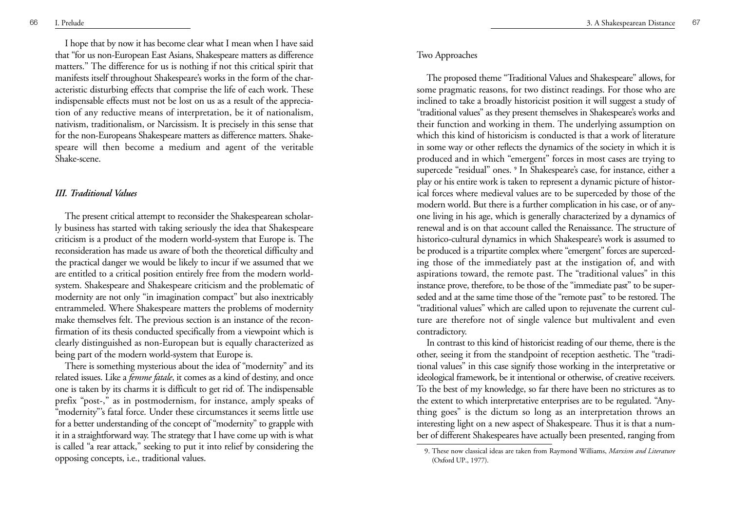I hope that by now it has become clear what I mean when I have said that "for us non-European East Asians, Shakespeare matters as difference matters." The difference for us is nothing if not this critical spirit that manifests itself throughout Shakespeare's works in the form of the characteristic disturbing effects that comprise the life of each work. These indispensable effects must not be lost on us as a result of the appreciation of any reductive means of interpretation, be it of nationalism, nativism, traditionalism, or Narcissism. It is precisely in this sense that for the non-Europeans Shakespeare matters as difference matters. Shakespeare will then become a medium and agent of the veritable Shake-scene.

### *III. Traditional Values*

The present critical attempt to reconsider the Shakespearean scholarly business has started with taking seriously the idea that Shakespeare criticism is a product of the modern world-system that Europe is. The reconsideration has made us aware of both the theoretical difficulty and the practical danger we would be likely to incur if we assumed that we are entitled to a critical position entirely free from the modern world-system. Shakespeare and Shakespeare criticism and the problematic of modernity are not only "in imagination compact" but also inextricably entrammeled. Where Shakespeare matters the problems of modernity make themselves felt. The previous section is an instance of the reconfirmation of its thesis conducted specifically from a viewpoint which is clearly distinguished as non-European but is equally characterized as being part of the modern world-system that Europe is.

There is something mysterious about the idea of "modernity" and its related issues. Like a *femme fatale*, it comes as a kind of destiny, and once one is taken by its charms it is difficult to get rid of. The indispensable prefix "post-," as in postmodernism, for instance, amply speaks of "modernity"'s fatal force. Under these circumstances it seems little use for a better understanding of the concept of "modernity" to grapple with it in a straightforward way. The strategy that I have come up with is what is called "a rear attack," seeking to put it into relief by considering the opposing concepts, i.e., traditional values.

#### Two Approaches

The proposed theme "Traditional Values and Shakespeare" allows, for some pragmatic reasons, for two distinct readings. For those who are inclined to take a broadly historicist position it will suggest a study of "traditional values" as they present themselves in Shakespeare's works and their function and working in them. The underlying assumption on which this kind of historicism is conducted is that a work of literature in some way or other reflects the dynamics of the society in which it is produced and in which "emergent" forces in most cases are trying to supercede "residual" ones. [9] In Shakespeare's case, for instance, either a play or his entire work is taken to represent a dynamic picture of historical forces where medieval values are to be superceded by those of the modern world. But there is a further complication in his case, or of anyone living in his age, which is generally characterized by a dynamics of renewal and is on that account called the Renaissance. The structure of historico-cultural dynamics in which Shakespeare's work is assumed to be produced is a tripartite complex where "emergent" forces are superceding those of the immediately past at the instigation of, and with aspirations toward, the remote past. The "traditional values" in this instance prove, therefore, to be those of the "immediate past" to be superseded and at the same time those of the "remote past" to be restored. The "traditional values" which are called upon to rejuvenate the current culture are therefore not of single valence but multivalent and even contradictory.

In contrast to this kind of historicist reading of our theme, there is the other, seeing it from the standpoint of reception aesthetic. The "traditional values" in this case signify those working in the interpretative or ideological framework, be it intentional or otherwise, of creative receivers. To the best of my knowledge, so far there have been no strictures as to the extent to which interpretative enterprises are to be regulated. "Anything goes" is the dictum so long as an interpretation throws an interesting light on a new aspect of Shakespeare. Thus it is that a number of different Shakespeares have actually been presented, ranging from

9. These now classical ideas are taken from Raymond Williams, *Marxism and Literature* (Oxford UP., 1977).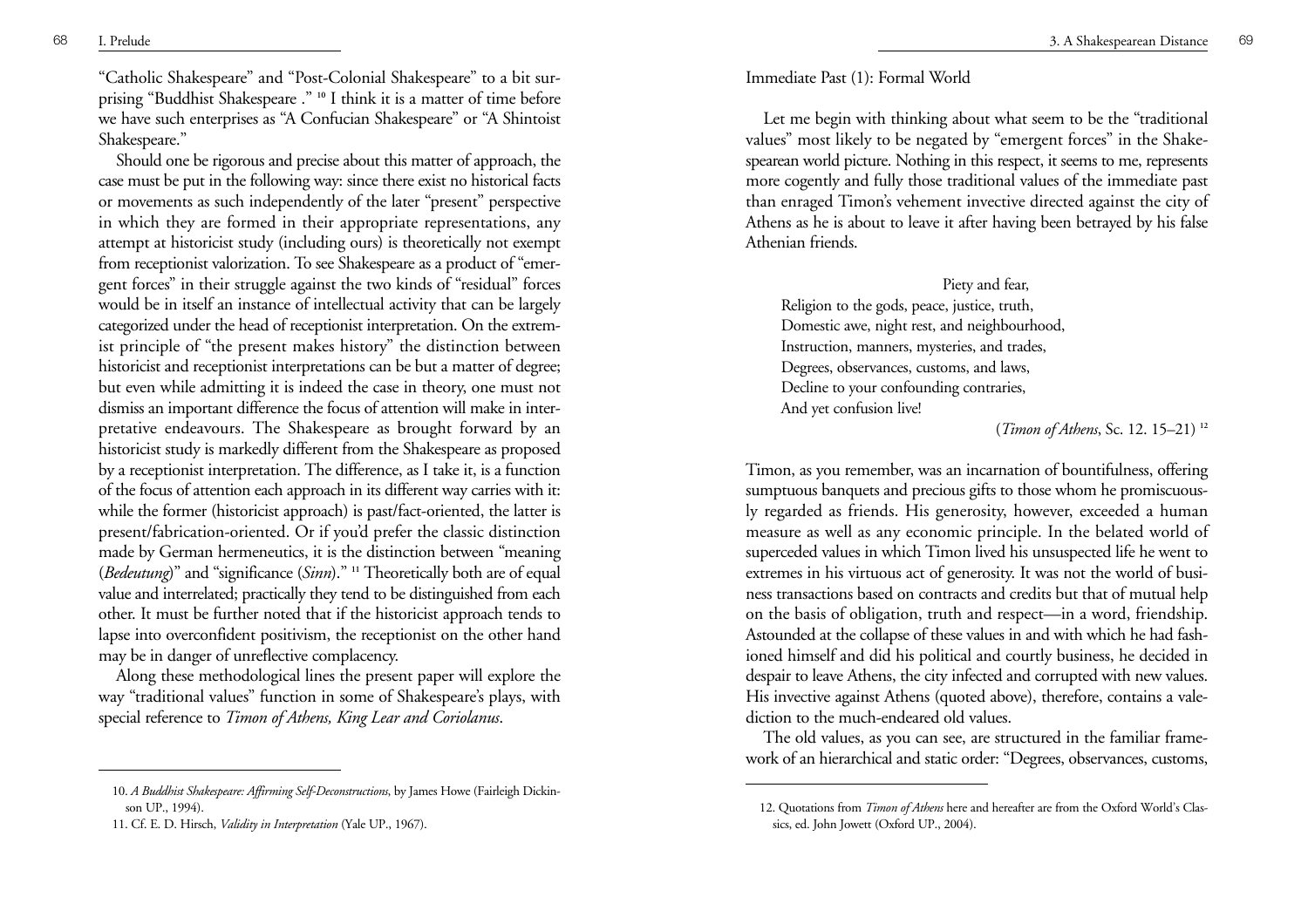"Catholic Shakespeare" and "Post-Colonial Shakespeare" to a bit surprising "Buddhist Shakespeare ." [10] I think it is a matter of time before we have such enterprises as "A Confucian Shakespeare" or "A Shintoist Shakespeare."

Should one be rigorous and precise about this matter of approach, the case must be put in the following way: since there exist no historical facts or movements as such independently of the later "present" perspective in which they are formed in their appropriate representations, any attempt at historicist study (including ours) is theoretically not exempt from receptionist valorization. To see Shakespeare as a product of "emergent forces" in their struggle against the two kinds of "residual" forces would be in itself an instance of intellectual activity that can be largely categorized under the head of receptionist interpretation. On the extremist principle of "the present makes history" the distinction between historicist and receptionist interpretations can be but a matter of degree; but even while admitting it is indeed the case in theory, one must not dismiss an important difference the focus of attention will make in interpretative endeavours. The Shakespeare as brought forward by an historicist study is markedly different from the Shakespeare as proposed by a receptionist interpretation. The difference, as I take it, is a function of the focus of attention each approach in its different way carries with it: while the former (historicist approach) is past/fact-oriented, the latter is present/fabrication-oriented. Or if you'd prefer the classic distinction made by German hermeneutics, it is the distinction between "meaning (*Bedeutung*)" and "significance (*Sinn*)." [11] Theoretically both are of equal value and interrelated; practically they tend to be distinguished from each other. It must be further noted that if the historicist approach tends to lapse into overconfident positivism, the receptionist on the other hand may be in danger of unreflective complacency.

Along these methodological lines the present paper will explore the way "traditional values" function in some of Shakespeare's plays, with special reference to *Timon of Athens, King Lear and Coriolanus*.

10. *A Buddhist Shakespeare: Affirming Self-Deconstructions*, by James Howe (Fairleigh Dickinson UP., 1994).

11. Cf. E. D. Hirsch, *Validity in Interpretation* (Yale UP., 1967).

Immediate Past (1): Formal World

Let me begin with thinking about what seem to be the "traditional values" most likely to be negated by "emergent forces" in the Shakespearean world picture. Nothing in this respect, it seems to me, represents more cogently and fully those traditional values of the immediate past than enraged Timon's vehement invective directed against the city of Athens as he is about to leave it after having been betrayed by his false Athenian friends.

> Piety and fear,
> Religion to the gods, peace, justice, truth,
> Domestic awe, night rest, and neighbourhood,
> Instruction, manners, mysteries, and trades,
> Degrees, observances, customs, and laws,
> Decline to your confounding contraries,
> And yet confusion live!
>
> (*Timon of Athens*, Sc. 12. 15–21) [12]

Timon, as you remember, was an incarnation of bountifulness, offering sumptuous banquets and precious gifts to those whom he promiscuously regarded as friends. His generosity, however, exceeded a human measure as well as any economic principle. In the belated world of superceded values in which Timon lived his unsuspected life he went to extremes in his virtuous act of generosity. It was not the world of business transactions based on contracts and credits but that of mutual help on the basis of obligation, truth and respect—in a word, friendship. Astounded at the collapse of these values in and with which he had fashioned himself and did his political and courtly business, he decided in despair to leave Athens, the city infected and corrupted with new values. His invective against Athens (quoted above), therefore, contains a valediction to the much-endeared old values.

The old values, as you can see, are structured in the familiar framework of an hierarchical and static order: "Degrees, observances, customs,

12. Quotations from *Timon of Athens* here and hereafter are from the Oxford World's Classics, ed. John Jowett (Oxford UP., 2004).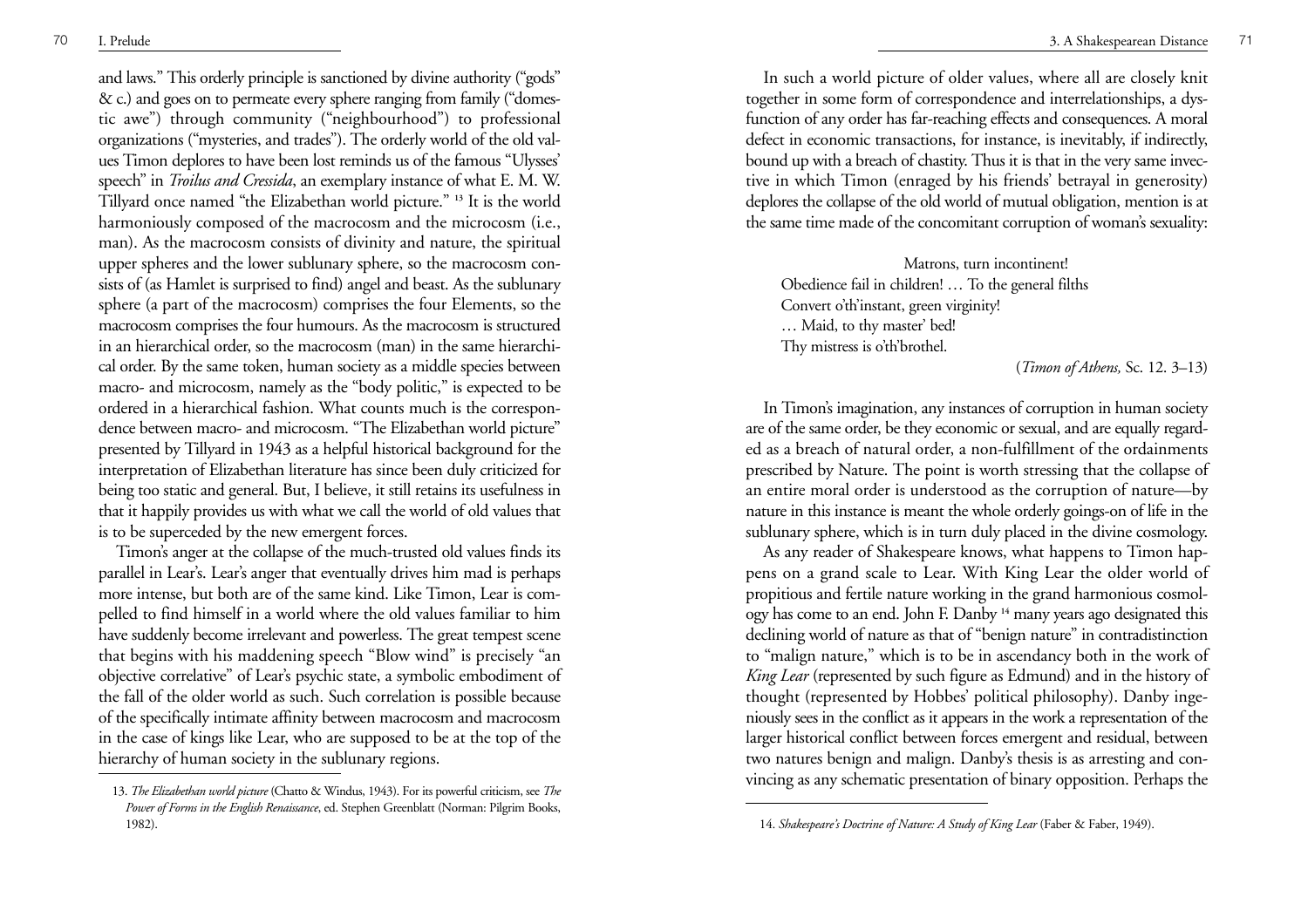and laws." This orderly principle is sanctioned by divine authority ("gods" & c.) and goes on to permeate every sphere ranging from family ("domestic awe") through community ("neighbourhood") to professional organizations ("mysteries, and trades"). The orderly world of the old values Timon deplores to have been lost reminds us of the famous "Ulysses' speech" in *Troilus and Cressida*, an exemplary instance of what E. M. W. Tillyard once named "the Elizabethan world picture." [13] It is the world harmoniously composed of the macrocosm and the microcosm (i.e., man). As the macrocosm consists of divinity and nature, the spiritual upper spheres and the lower sublunary sphere, so the macrocosm consists of (as Hamlet is surprised to find) angel and beast. As the sublunary sphere (a part of the macrocosm) comprises the four Elements, so the macrocosm comprises the four humours. As the macrocosm is structured in an hierarchical order, so the macrocosm (man) in the same hierarchical order. By the same token, human society as a middle species between macro- and microcosm, namely as the "body politic," is expected to be ordered in a hierarchical fashion. What counts much is the correspondence between macro- and microcosm. "The Elizabethan world picture" presented by Tillyard in 1943 as a helpful historical background for the interpretation of Elizabethan literature has since been duly criticized for being too static and general. But, I believe, it still retains its usefulness in that it happily provides us with what we call the world of old values that is to be superceded by the new emergent forces.

Timon's anger at the collapse of the much-trusted old values finds its parallel in Lear's. Lear's anger that eventually drives him mad is perhaps more intense, but both are of the same kind. Like Timon, Lear is compelled to find himself in a world where the old values familiar to him have suddenly become irrelevant and powerless. The great tempest scene that begins with his maddening speech "Blow wind" is precisely "an objective correlative" of Lear's psychic state, a symbolic embodiment of the fall of the older world as such. Such correlation is possible because of the specifically intimate affinity between macrocosm and macrocosm in the case of kings like Lear, who are supposed to be at the top of the hierarchy of human society in the sublunary regions.

13. *The Elizabethan world picture* (Chatto & Windus, 1943). For its powerful criticism, see *The Power of Forms in the English Renaissance*, ed. Stephen Greenblatt (Norman: Pilgrim Books, 1982).

In such a world picture of older values, where all are closely knit together in some form of correspondence and interrelationships, a dysfunction of any order has far-reaching effects and consequences. A moral defect in economic transactions, for instance, is inevitably, if indirectly, bound up with a breach of chastity. Thus it is that in the very same invective in which Timon (enraged by his friends' betrayal in generosity) deplores the collapse of the old world of mutual obligation, mention is at the same time made of the concomitant corruption of woman's sexuality:

> Matrons, turn incontinent!
> Obedience fail in children! … To the general filths
> Convert o'th'instant, green virginity!
> … Maid, to thy master' bed!
> Thy mistress is o'th'brothel.
>
> (*Timon of Athens,* Sc. 12. 3–13)

In Timon's imagination, any instances of corruption in human society are of the same order, be they economic or sexual, and are equally regarded as a breach of natural order, a non-fulfillment of the ordainments prescribed by Nature. The point is worth stressing that the collapse of an entire moral order is understood as the corruption of nature—by nature in this instance is meant the whole orderly goings-on of life in the sublunary sphere, which is in turn duly placed in the divine cosmology.

As any reader of Shakespeare knows, what happens to Timon happens on a grand scale to Lear. With King Lear the older world of propitious and fertile nature working in the grand harmonious cosmology has come to an end. John F. Danby [14] many years ago designated this declining world of nature as that of "benign nature" in contradistinction to "malign nature," which is to be in ascendancy both in the work of *King Lear* (represented by such figure as Edmund) and in the history of thought (represented by Hobbes' political philosophy). Danby ingeniously sees in the conflict as it appears in the work a representation of the larger historical conflict between forces emergent and residual, between two natures benign and malign. Danby's thesis is as arresting and convincing as any schematic presentation of binary opposition. Perhaps the

14. *Shakespeare's Doctrine of Nature: A Study of King Lear* (Faber & Faber, 1949).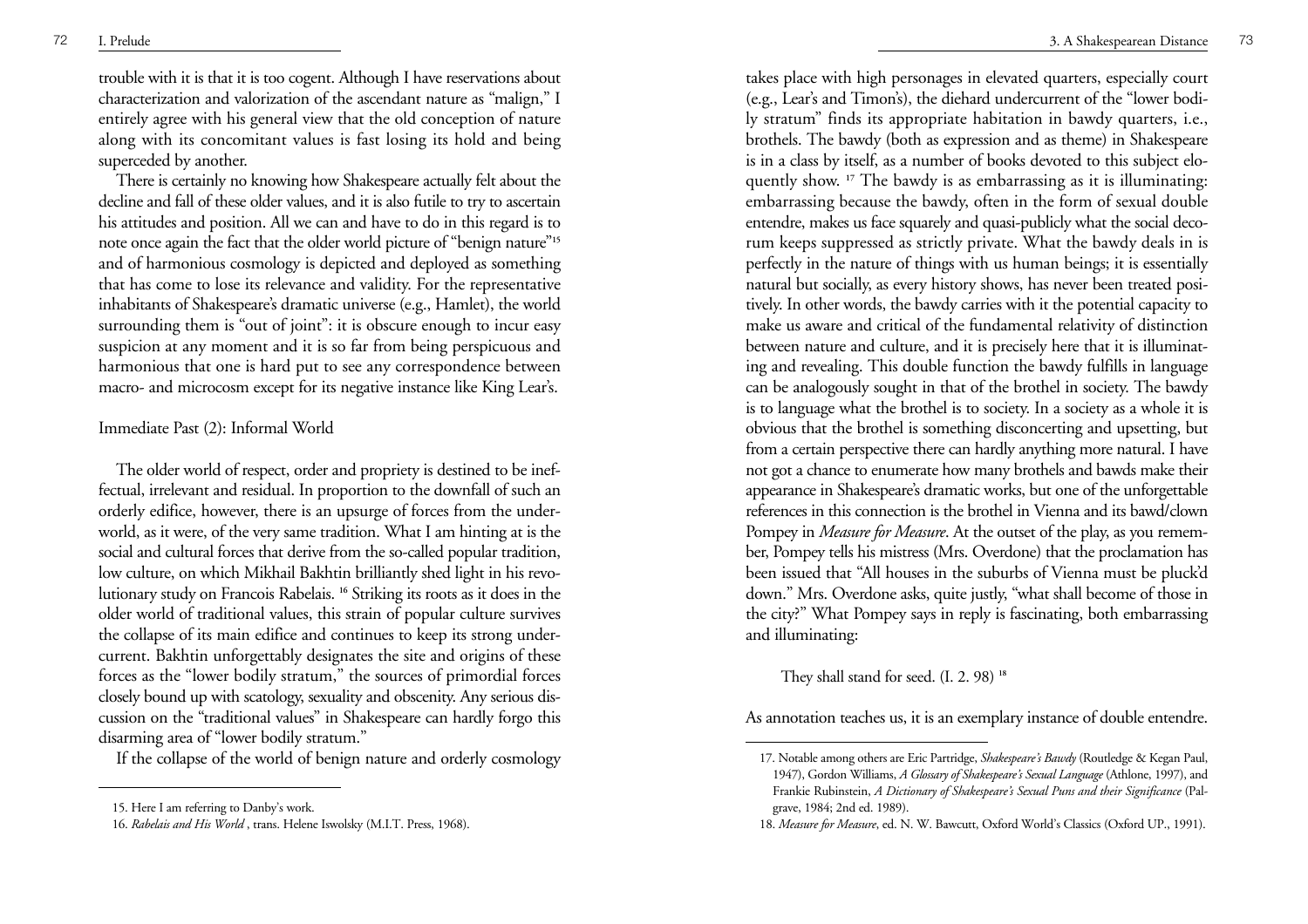trouble with it is that it is too cogent. Although I have reservations about characterization and valorization of the ascendant nature as "malign," I entirely agree with his general view that the old conception of nature along with its concomitant values is fast losing its hold and being superceded by another.

There is certainly no knowing how Shakespeare actually felt about the decline and fall of these older values, and it is also futile to try to ascertain his attitudes and position. All we can and have to do in this regard is to note once again the fact that the older world picture of "benign nature"[15] and of harmonious cosmology is depicted and deployed as something that has come to lose its relevance and validity. For the representative inhabitants of Shakespeare's dramatic universe (e.g., Hamlet), the world surrounding them is "out of joint": it is obscure enough to incur easy suspicion at any moment and it is so far from being perspicuous and harmonious that one is hard put to see any correspondence between macro- and microcosm except for its negative instance like King Lear's.

## Immediate Past (2): Informal World

The older world of respect, order and propriety is destined to be ineffectual, irrelevant and residual. In proportion to the downfall of such an orderly edifice, however, there is an upsurge of forces from the underworld, as it were, of the very same tradition. What I am hinting at is the social and cultural forces that derive from the so-called popular tradition, low culture, on which Mikhail Bakhtin brilliantly shed light in his revolutionary study on Francois Rabelais. [16] Striking its roots as it does in the older world of traditional values, this strain of popular culture survives the collapse of its main edifice and continues to keep its strong undercurrent. Bakhtin unforgettably designates the site and origins of these forces as the "lower bodily stratum," the sources of primordial forces closely bound up with scatology, sexuality and obscenity. Any serious discussion on the "traditional values" in Shakespeare can hardly forgo this disarming area of "lower bodily stratum."

If the collapse of the world of benign nature and orderly cosmology takes place with high personages in elevated quarters, especially court (e.g., Lear's and Timon's), the diehard undercurrent of the "lower bodily stratum" finds its appropriate habitation in bawdy quarters, i.e., brothels. The bawdy (both as expression and as theme) in Shakespeare is in a class by itself, as a number of books devoted to this subject eloquently show. [17] The bawdy is as embarrassing as it is illuminating: embarrassing because the bawdy, often in the form of sexual double entendre, makes us face squarely and quasi-publicly what the social decorum keeps suppressed as strictly private. What the bawdy deals in is perfectly in the nature of things with us human beings; it is essentially natural but socially, as every history shows, has never been treated positively. In other words, the bawdy carries with it the potential capacity to make us aware and critical of the fundamental relativity of distinction between nature and culture, and it is precisely here that it is illuminating and revealing. This double function the bawdy fulfills in language can be analogously sought in that of the brothel in society. The bawdy is to language what the brothel is to society. In a society as a whole it is obvious that the brothel is something disconcerting and upsetting, but from a certain perspective there can hardly anything more natural. I have not got a chance to enumerate how many brothels and bawds make their appearance in Shakespeare's dramatic works, but one of the unforgettable references in this connection is the brothel in Vienna and its bawd/clown Pompey in *Measure for Measure*. At the outset of the play, as you remember, Pompey tells his mistress (Mrs. Overdone) that the proclamation has been issued that "All houses in the suburbs of Vienna must be pluck'd down." Mrs. Overdone asks, quite justly, "what shall become of those in the city?" What Pompey says in reply is fascinating, both embarrassing and illuminating:

> They shall stand for seed. (I. 2. 98) [18]

As annotation teaches us, it is an exemplary instance of double entendre.

---

15. Here I am referring to Danby's work.

16. *Rabelais and His World* , trans. Helene Iswolsky (M.I.T. Press, 1968).

17. Notable among others are Eric Partridge, *Shakespeare's Bawdy* (Routledge & Kegan Paul, 1947), Gordon Williams, *A Glossary of Shakespeare's Sexual Language* (Athlone, 1997), and Frankie Rubinstein, *A Dictionary of Shakespeare's Sexual Puns and their Significance* (Palgrave, 1984; 2nd ed. 1989).

18. *Measure for Measure*, ed. N. W. Bawcutt, Oxford World's Classics (Oxford UP., 1991).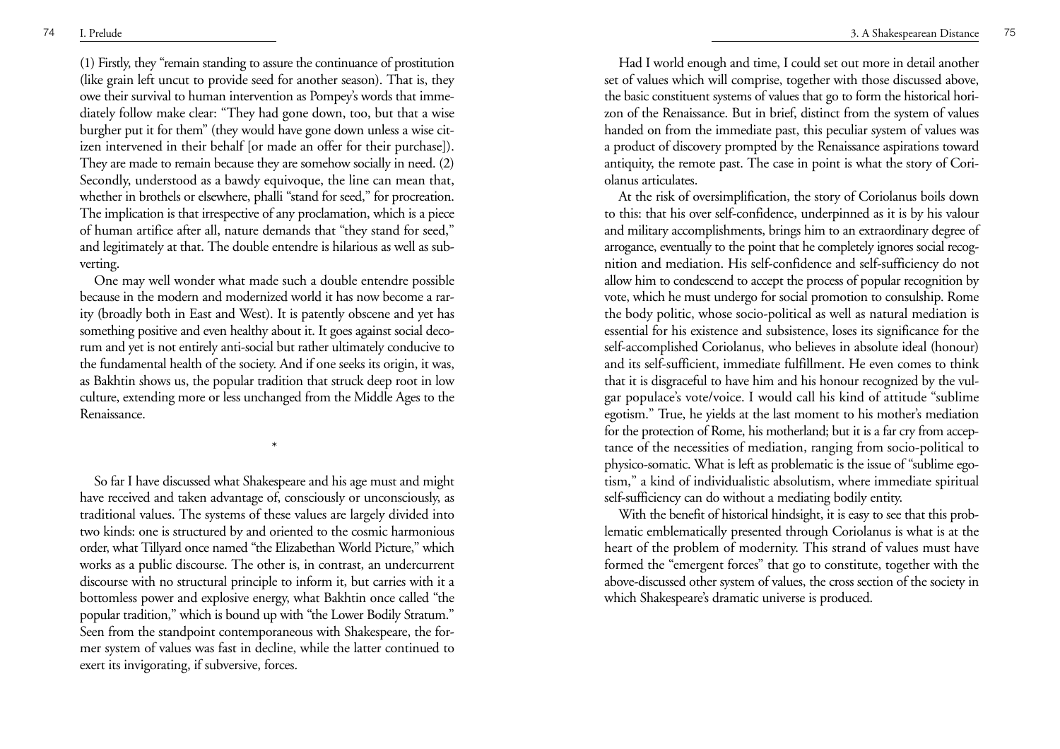(1) Firstly, they "remain standing to assure the continuance of prostitution (like grain left uncut to provide seed for another season). That is, they owe their survival to human intervention as Pompey's words that immediately follow make clear: "They had gone down, too, but that a wise burgher put it for them" (they would have gone down unless a wise citizen intervened in their behalf [or made an offer for their purchase]). They are made to remain because they are somehow socially in need. (2) Secondly, understood as a bawdy equivoque, the line can mean that, whether in brothels or elsewhere, phalli "stand for seed," for procreation. The implication is that irrespective of any proclamation, which is a piece of human artifice after all, nature demands that "they stand for seed," and legitimately at that. The double entendre is hilarious as well as subverting.

One may well wonder what made such a double entendre possible because in the modern and modernized world it has now become a rarity (broadly both in East and West). It is patently obscene and yet has something positive and even healthy about it. It goes against social decorum and yet is not entirely anti-social but rather ultimately conducive to the fundamental health of the society. And if one seeks its origin, it was, as Bakhtin shows us, the popular tradition that struck deep root in low culture, extending more or less unchanged from the Middle Ages to the Renaissance.

*

So far I have discussed what Shakespeare and his age must and might have received and taken advantage of, consciously or unconsciously, as traditional values. The systems of these values are largely divided into two kinds: one is structured by and oriented to the cosmic harmonious order, what Tillyard once named "the Elizabethan World Picture," which works as a public discourse. The other is, in contrast, an undercurrent discourse with no structural principle to inform it, but carries with it a bottomless power and explosive energy, what Bakhtin once called "the popular tradition," which is bound up with "the Lower Bodily Stratum." Seen from the standpoint contemporaneous with Shakespeare, the former system of values was fast in decline, while the latter continued to exert its invigorating, if subversive, forces.

Had I world enough and time, I could set out more in detail another set of values which will comprise, together with those discussed above, the basic constituent systems of values that go to form the historical horizon of the Renaissance. But in brief, distinct from the system of values handed on from the immediate past, this peculiar system of values was a product of discovery prompted by the Renaissance aspirations toward antiquity, the remote past. The case in point is what the story of Coriolanus articulates.

At the risk of oversimplification, the story of Coriolanus boils down to this: that his over self-confidence, underpinned as it is by his valour and military accomplishments, brings him to an extraordinary degree of arrogance, eventually to the point that he completely ignores social recognition and mediation. His self-confidence and self-sufficiency do not allow him to condescend to accept the process of popular recognition by vote, which he must undergo for social promotion to consulship. Rome the body politic, whose socio-political as well as natural mediation is essential for his existence and subsistence, loses its significance for the self-accomplished Coriolanus, who believes in absolute ideal (honour) and its self-sufficient, immediate fulfillment. He even comes to think that it is disgraceful to have him and his honour recognized by the vulgar populace's vote/voice. I would call his kind of attitude "sublime egotism." True, he yields at the last moment to his mother's mediation for the protection of Rome, his motherland; but it is a far cry from acceptance of the necessities of mediation, ranging from socio-political to physico-somatic. What is left as problematic is the issue of "sublime egotism," a kind of individualistic absolutism, where immediate spiritual self-sufficiency can do without a mediating bodily entity.

With the benefit of historical hindsight, it is easy to see that this problematic emblematically presented through Coriolanus is what is at the heart of the problem of modernity. This strand of values must have formed the "emergent forces" that go to constitute, together with the above-discussed other system of values, the cross section of the society in which Shakespeare's dramatic universe is produced.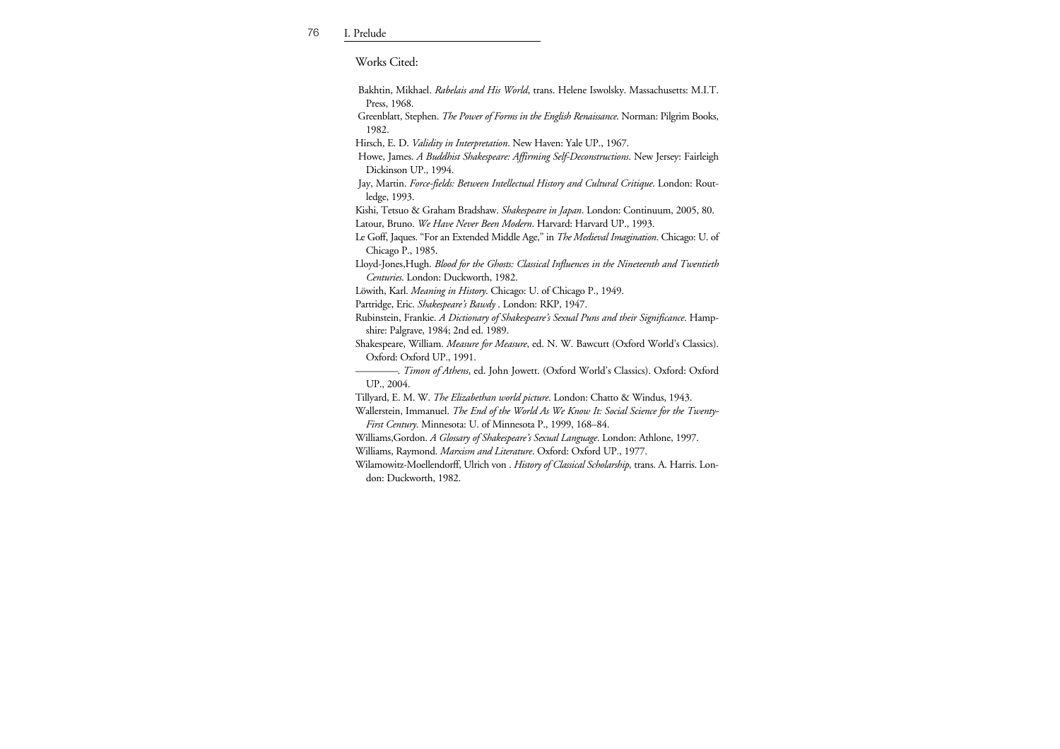Works Cited:

Bakhtin, Mikhael. *Rabelais and His World*, trans. Helene Iswolsky. Massachusetts: M.I.T. Press, 1968.

Greenblatt, Stephen. *The Power of Forms in the English Renaissance*. Norman: Pilgrim Books, 1982.

Hirsch, E. D. *Validity in Interpretation*. New Haven: Yale UP., 1967.

Howe, James. *A Buddhist Shakespeare: Affirming Self-Deconstructions*. New Jersey: Fairleigh Dickinson UP., 1994.

Jay, Martin. *Force-fields: Between Intellectual History and Cultural Critique*. London: Routledge, 1993.

Kishi, Tetsuo & Graham Bradshaw. *Shakespeare in Japan*. London: Continuum, 2005, 80.

Latour, Bruno. *We Have Never Been Modern*. Harvard: Harvard UP., 1993.

Le Goff, Jaques. "For an Extended Middle Age," in *The Medieval Imagination*. Chicago: U. of Chicago P., 1985.

Lloyd-Jones,Hugh. *Blood for the Ghosts: Classical Influences in the Nineteenth and Twentieth Centuries*. London: Duckworth, 1982.

Löwith, Karl. *Meaning in History*. Chicago: U. of Chicago P., 1949.

Partridge, Eric. *Shakespeare's Bawdy* . London: RKP, 1947.

Rubinstein, Frankie. *A Dictionary of Shakespeare's Sexual Puns and their Significance*. Hampshire: Palgrave, 1984; 2nd ed. 1989.

Shakespeare, William. *Measure for Measure*, ed. N. W. Bawcutt (Oxford World's Classics). Oxford: Oxford UP., 1991.

———. *Timon of Athens*, ed. John Jowett. (Oxford World's Classics). Oxford: Oxford UP., 2004.

Tillyard, E. M. W. *The Elizabethan world picture*. London: Chatto & Windus, 1943.

Wallerstein, Immanuel. *The End of the World As We Know It: Social Science for the Twenty-First Century*. Minnesota: U. of Minnesota P., 1999, 168–84.

Williams,Gordon. *A Glossary of Shakespeare's Sexual Language*. London: Athlone, 1997.

Williams, Raymond. *Marxism and Literature*. Oxford: Oxford UP., 1977.

Wilamowitz-Moellendorff, Ulrich von . *History of Classical Scholarship,* trans. A. Harris. London: Duckworth, 1982.